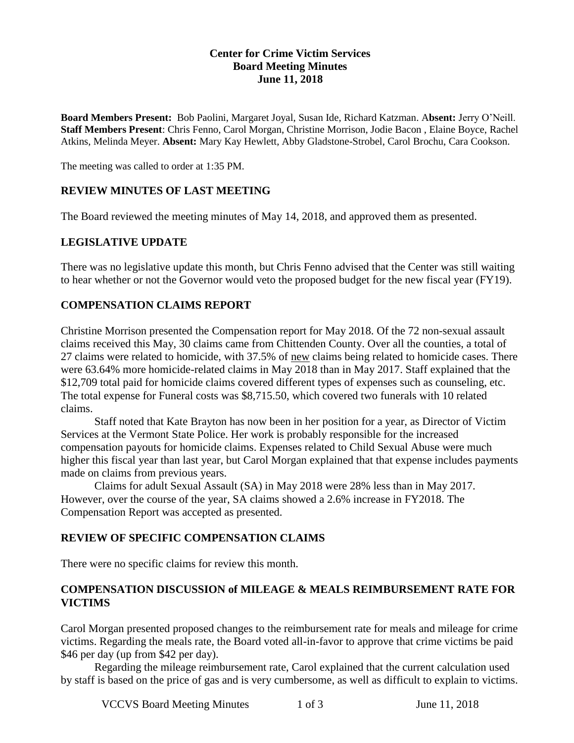**Center for Crime Victim Services**
**Board Meeting Minutes**
**June 11, 2018**

**Board Members Present:** Bob Paolini, Margaret Joyal, Susan Ide, Richard Katzman. A**bsent:** Jerry O'Neill. **Staff Members Present**: Chris Fenno, Carol Morgan, Christine Morrison, Jodie Bacon , Elaine Boyce, Rachel Atkins, Melinda Meyer. **Absent:** Mary Kay Hewlett, Abby Gladstone-Strobel, Carol Brochu, Cara Cookson.

The meeting was called to order at 1:35 PM.

## REVIEW MINUTES OF LAST MEETING

The Board reviewed the meeting minutes of May 14, 2018, and approved them as presented.

## LEGISLATIVE UPDATE

There was no legislative update this month, but Chris Fenno advised that the Center was still waiting to hear whether or not the Governor would veto the proposed budget for the new fiscal year (FY19).

## COMPENSATION CLAIMS REPORT

Christine Morrison presented the Compensation report for May 2018. Of the 72 non-sexual assault claims received this May, 30 claims came from Chittenden County. Over all the counties, a total of 27 claims were related to homicide, with 37.5% of new claims being related to homicide cases. There were 63.64% more homicide-related claims in May 2018 than in May 2017. Staff explained that the $12,709 total paid for homicide claims covered different types of expenses such as counseling, etc. The total expense for Funeral costs was $8,715.50, which covered two funerals with 10 related claims.

Staff noted that Kate Brayton has now been in her position for a year, as Director of Victim Services at the Vermont State Police. Her work is probably responsible for the increased compensation payouts for homicide claims. Expenses related to Child Sexual Abuse were much higher this fiscal year than last year, but Carol Morgan explained that that expense includes payments made on claims from previous years.

Claims for adult Sexual Assault (SA) in May 2018 were 28% less than in May 2017. However, over the course of the year, SA claims showed a 2.6% increase in FY2018. The Compensation Report was accepted as presented.

## REVIEW OF SPECIFIC COMPENSATION CLAIMS

There were no specific claims for review this month.

## COMPENSATION DISCUSSION of MILEAGE & MEALS REIMBURSEMENT RATE FOR VICTIMS

Carol Morgan presented proposed changes to the reimbursement rate for meals and mileage for crime victims. Regarding the meals rate, the Board voted all-in-favor to approve that crime victims be paid $46 per day (up from $42 per day).

Regarding the mileage reimbursement rate, Carol explained that the current calculation used by staff is based on the price of gas and is very cumbersome, as well as difficult to explain to victims.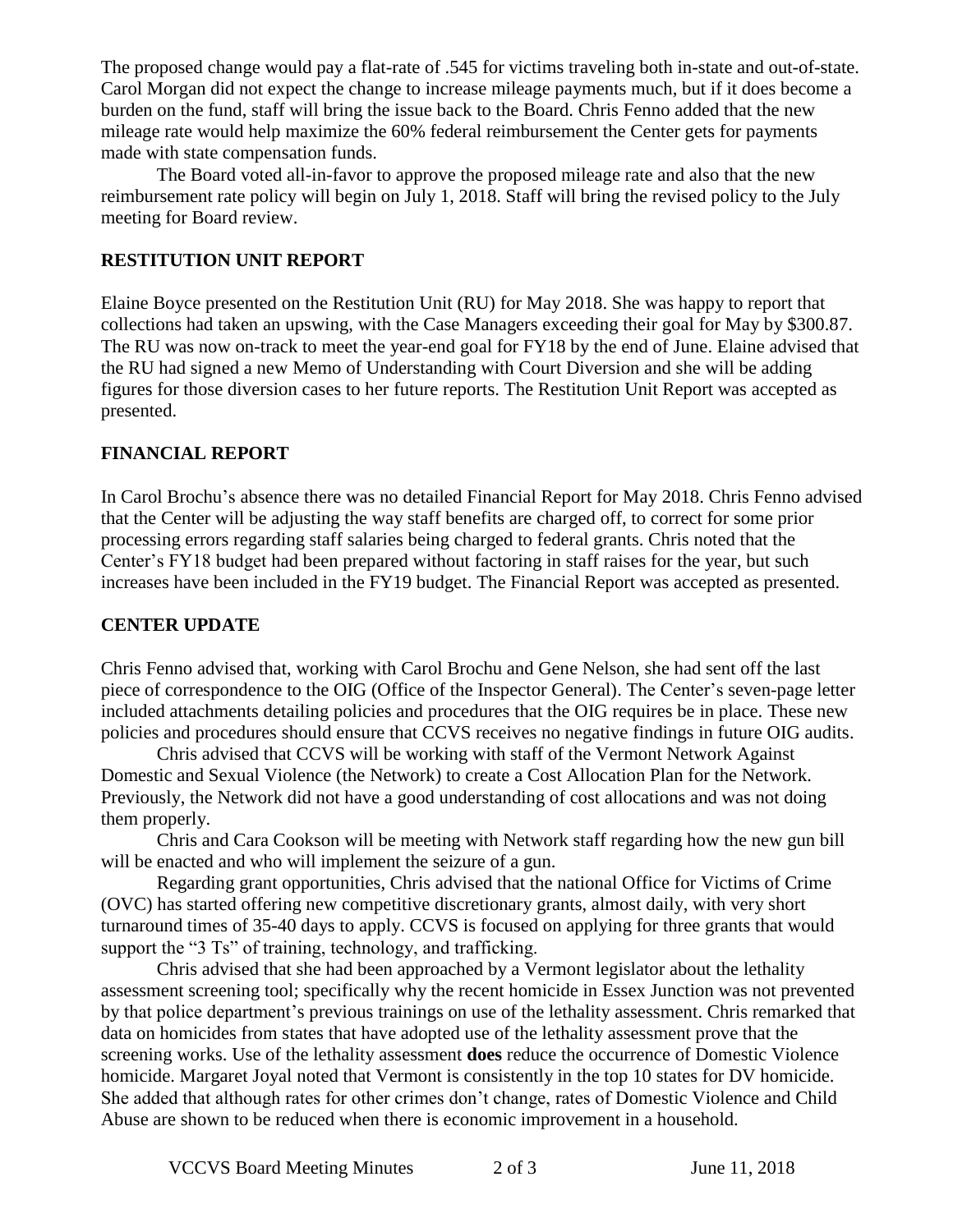The proposed change would pay a flat-rate of .545 for victims traveling both in-state and out-of-state. Carol Morgan did not expect the change to increase mileage payments much, but if it does become a burden on the fund, staff will bring the issue back to the Board. Chris Fenno added that the new mileage rate would help maximize the 60% federal reimbursement the Center gets for payments made with state compensation funds.

The Board voted all-in-favor to approve the proposed mileage rate and also that the new reimbursement rate policy will begin on July 1, 2018. Staff will bring the revised policy to the July meeting for Board review.

## RESTITUTION UNIT REPORT

Elaine Boyce presented on the Restitution Unit (RU) for May 2018. She was happy to report that collections had taken an upswing, with the Case Managers exceeding their goal for May by $300.87. The RU was now on-track to meet the year-end goal for FY18 by the end of June. Elaine advised that the RU had signed a new Memo of Understanding with Court Diversion and she will be adding figures for those diversion cases to her future reports. The Restitution Unit Report was accepted as presented.

## FINANCIAL REPORT

In Carol Brochu's absence there was no detailed Financial Report for May 2018. Chris Fenno advised that the Center will be adjusting the way staff benefits are charged off, to correct for some prior processing errors regarding staff salaries being charged to federal grants. Chris noted that the Center's FY18 budget had been prepared without factoring in staff raises for the year, but such increases have been included in the FY19 budget. The Financial Report was accepted as presented.

## CENTER UPDATE

Chris Fenno advised that, working with Carol Brochu and Gene Nelson, she had sent off the last piece of correspondence to the OIG (Office of the Inspector General). The Center's seven-page letter included attachments detailing policies and procedures that the OIG requires be in place. These new policies and procedures should ensure that CCVS receives no negative findings in future OIG audits.

Chris advised that CCVS will be working with staff of the Vermont Network Against Domestic and Sexual Violence (the Network) to create a Cost Allocation Plan for the Network. Previously, the Network did not have a good understanding of cost allocations and was not doing them properly.

Chris and Cara Cookson will be meeting with Network staff regarding how the new gun bill will be enacted and who will implement the seizure of a gun.

Regarding grant opportunities, Chris advised that the national Office for Victims of Crime (OVC) has started offering new competitive discretionary grants, almost daily, with very short turnaround times of 35-40 days to apply. CCVS is focused on applying for three grants that would support the "3 Ts" of training, technology, and trafficking.

Chris advised that she had been approached by a Vermont legislator about the lethality assessment screening tool; specifically why the recent homicide in Essex Junction was not prevented by that police department's previous trainings on use of the lethality assessment. Chris remarked that data on homicides from states that have adopted use of the lethality assessment prove that the screening works. Use of the lethality assessment **does** reduce the occurrence of Domestic Violence homicide. Margaret Joyal noted that Vermont is consistently in the top 10 states for DV homicide. She added that although rates for other crimes don't change, rates of Domestic Violence and Child Abuse are shown to be reduced when there is economic improvement in a household.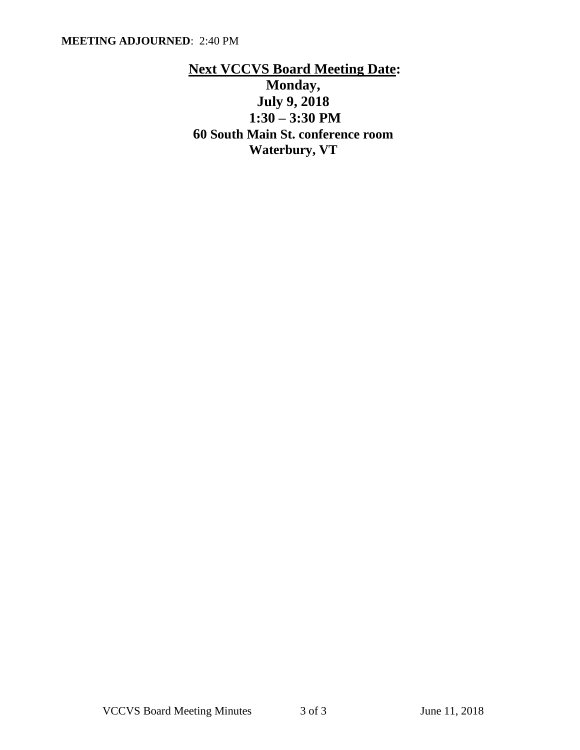**MEETING ADJOURNED**: 2:40 PM

**<u>Next VCCVS Board Meeting Date</u>:**
**Monday,**
**July 9, 2018**
**1:30 – 3:30 PM**
**60 South Main St. conference room**
**Waterbury, VT**